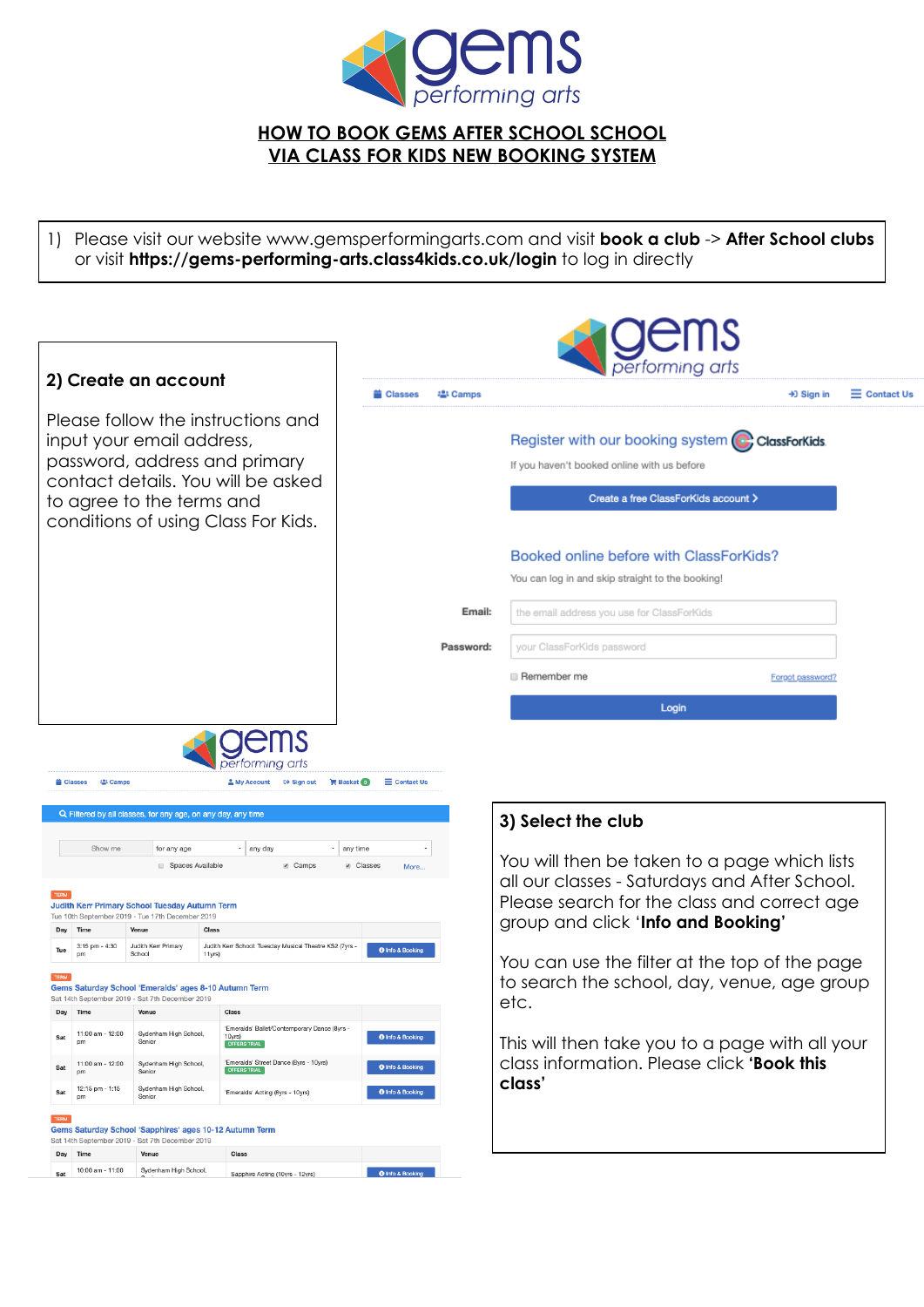# HOW TO BOOK GEMS AFTER SCHOOL SCHOOL VIA CLASS FOR KIDS NEW BOOKING SYSTEM

1) Please visit our website www.gemsperformingarts.com and visit **book a club** -> **After School clubs** or visit **https://gems-performing-arts.class4kids.co.uk/login** to log in directly

## 2) Create an account

Please follow the instructions and input your email address, password, address and primary contact details. You will be asked to agree to the terms and conditions of using Class For Kids.

## 3) Select the club

You will then be taken to a page which lists all our classes - Saturdays and After School. Please search for the class and correct age group and click '**Info and Booking'**

You can use the filter at the top of the page to search the school, day, venue, age group etc.

This will then take you to a page with all your class information. Please click **'Book this class'**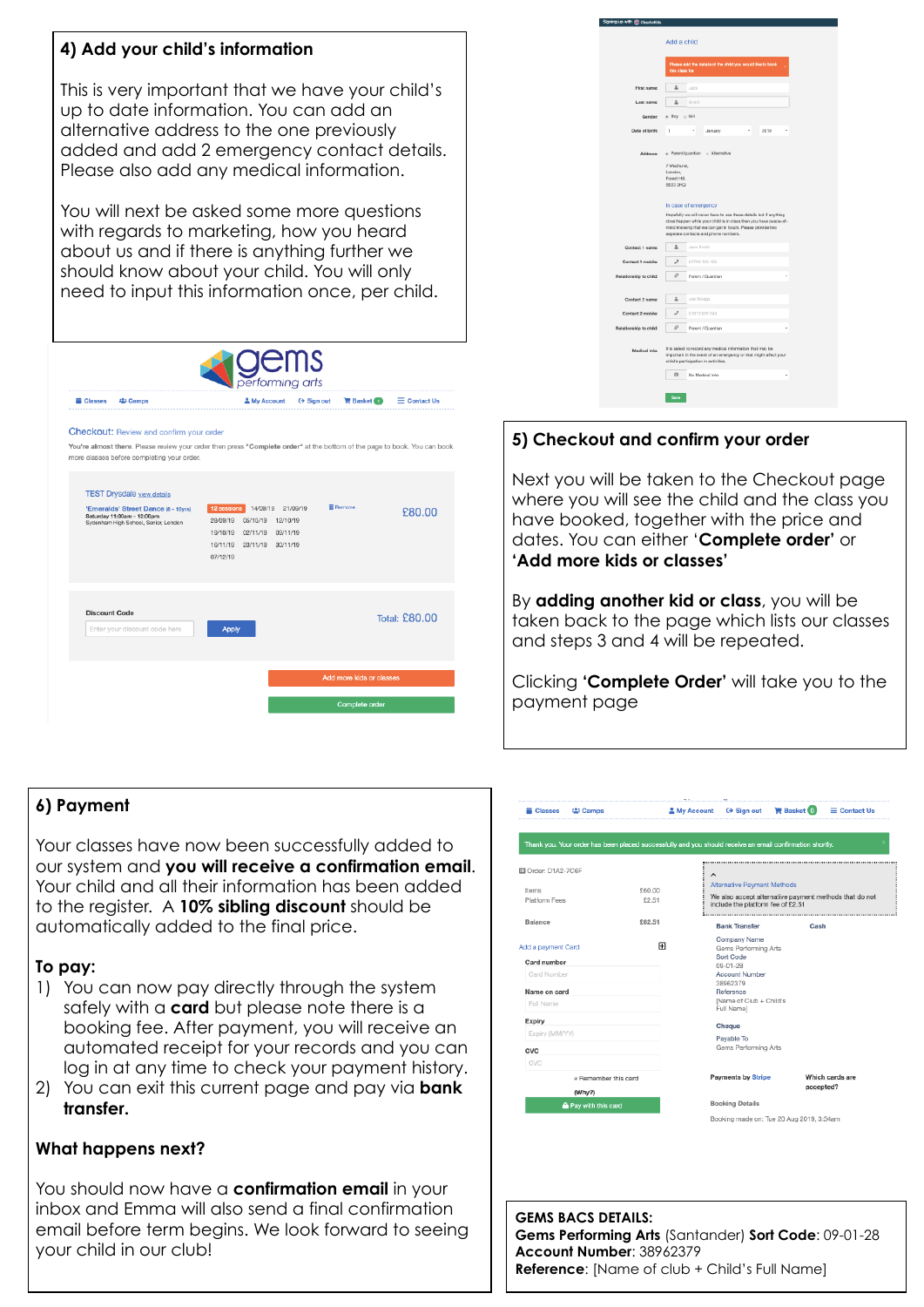## 4) Add your child's information

This is very important that we have your child's up to date information. You can add an alternative address to the one previously added and add 2 emergency contact details. Please also add any medical information.

You will next be asked some more questions with regards to marketing, how you heard about us and if there is anything further we should know about your child. You will only need to input this information once, per child.

## 5) Checkout and confirm your order

Next you will be taken to the Checkout page where you will see the child and the class you have booked, together with the price and dates. You can either '**Complete order**' or '**Add more kids or classes**'

By **adding another kid or class**, you will be taken back to the page which lists our classes and steps 3 and 4 will be repeated.

Clicking '**Complete Order**' will take you to the payment page

## 6) Payment

Your classes have now been successfully added to our system and **you will receive a confirmation email**. Your child and all their information has been added to the register. A **10% sibling discount** should be automatically added to the final price.

**To pay:**

1) You can now pay directly through the system safely with a **card** but please note there is a booking fee. After payment, you will receive an automated receipt for your records and you can log in at any time to check your payment history.
2) You can exit this current page and pay via **bank transfer.**

**What happens next?**

You should now have a **confirmation email** in your inbox and Emma will also send a final confirmation email before term begins. We look forward to seeing your child in our club!

**GEMS BACS DETAILS:**
**Gems Performing Arts** (Santander) **Sort Code**: 09-01-28
**Account Number**: 38962379
**Reference**: [Name of club + Child's Full Name]